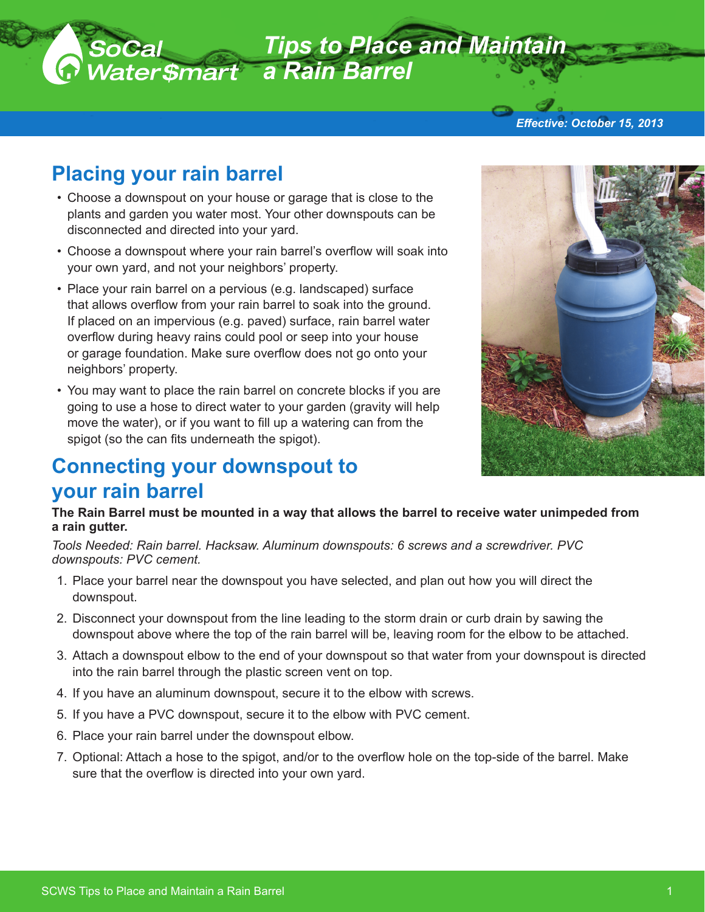# Tips to Place and Maintain a Rain Barrel

*Effective: October 15, 2013*

## Placing your rain barrel

- Choose a downspout on your house or garage that is close to the plants and garden you water most. Your other downspouts can be disconnected and directed into your yard.
- Choose a downspout where your rain barrel's overflow will soak into your own yard, and not your neighbors' property.
- Place your rain barrel on a pervious (e.g. landscaped) surface that allows overflow from your rain barrel to soak into the ground. If placed on an impervious (e.g. paved) surface, rain barrel water overflow during heavy rains could pool or seep into your house or garage foundation. Make sure overflow does not go onto your neighbors' property.
- You may want to place the rain barrel on concrete blocks if you are going to use a hose to direct water to your garden (gravity will help move the water), or if you want to fill up a watering can from the spigot (so the can fits underneath the spigot).

## Connecting your downspout to your rain barrel

**The Rain Barrel must be mounted in a way that allows the barrel to receive water unimpeded from a rain gutter.**

*Tools Needed: Rain barrel. Hacksaw. Aluminum downspouts: 6 screws and a screwdriver. PVC downspouts: PVC cement.*

1. Place your barrel near the downspout you have selected, and plan out how you will direct the downspout.
2. Disconnect your downspout from the line leading to the storm drain or curb drain by sawing the downspout above where the top of the rain barrel will be, leaving room for the elbow to be attached.
3. Attach a downspout elbow to the end of your downspout so that water from your downspout is directed into the rain barrel through the plastic screen vent on top.
4. If you have an aluminum downspout, secure it to the elbow with screws.
5. If you have a PVC downspout, secure it to the elbow with PVC cement.
6. Place your rain barrel under the downspout elbow.
7. Optional: Attach a hose to the spigot, and/or to the overflow hole on the top-side of the barrel. Make sure that the overflow is directed into your own yard.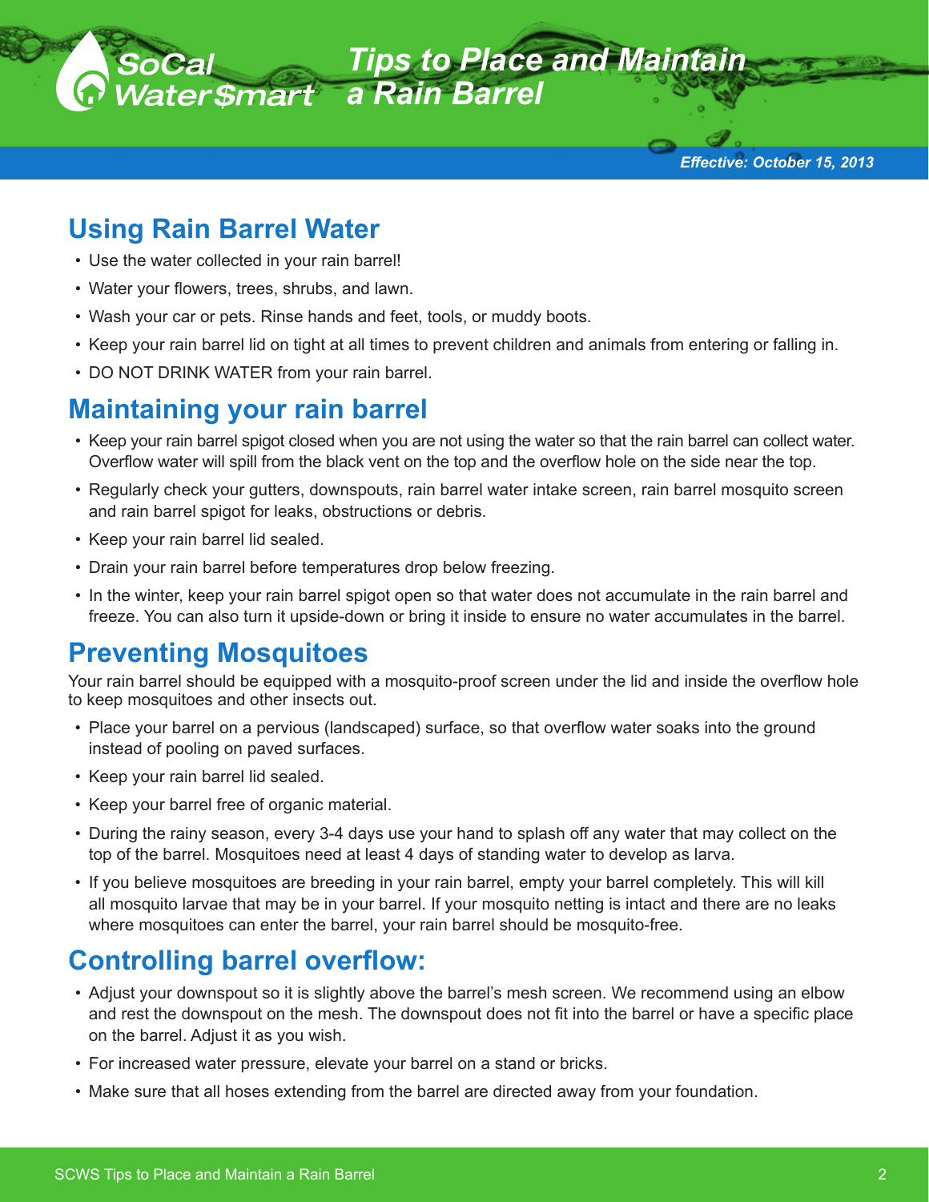# Tips to Place and Maintain a Rain Barrel

*Effective: October 15, 2013*

## Using Rain Barrel Water

- Use the water collected in your rain barrel!
- Water your flowers, trees, shrubs, and lawn.
- Wash your car or pets. Rinse hands and feet, tools, or muddy boots.
- Keep your rain barrel lid on tight at all times to prevent children and animals from entering or falling in.
- DO NOT DRINK WATER from your rain barrel.

## Maintaining your rain barrel

- Keep your rain barrel spigot closed when you are not using the water so that the rain barrel can collect water. Overflow water will spill from the black vent on the top and the overflow hole on the side near the top.
- Regularly check your gutters, downspouts, rain barrel water intake screen, rain barrel mosquito screen and rain barrel spigot for leaks, obstructions or debris.
- Keep your rain barrel lid sealed.
- Drain your rain barrel before temperatures drop below freezing.
- In the winter, keep your rain barrel spigot open so that water does not accumulate in the rain barrel and freeze. You can also turn it upside-down or bring it inside to ensure no water accumulates in the barrel.

## Preventing Mosquitoes

Your rain barrel should be equipped with a mosquito-proof screen under the lid and inside the overflow hole to keep mosquitoes and other insects out.

- Place your barrel on a pervious (landscaped) surface, so that overflow water soaks into the ground instead of pooling on paved surfaces.
- Keep your rain barrel lid sealed.
- Keep your barrel free of organic material.
- During the rainy season, every 3-4 days use your hand to splash off any water that may collect on the top of the barrel. Mosquitoes need at least 4 days of standing water to develop as larva.
- If you believe mosquitoes are breeding in your rain barrel, empty your barrel completely. This will kill all mosquito larvae that may be in your barrel. If your mosquito netting is intact and there are no leaks where mosquitoes can enter the barrel, your rain barrel should be mosquito-free.

## Controlling barrel overflow:

- Adjust your downspout so it is slightly above the barrel's mesh screen. We recommend using an elbow and rest the downspout on the mesh. The downspout does not fit into the barrel or have a specific place on the barrel. Adjust it as you wish.
- For increased water pressure, elevate your barrel on a stand or bricks.
- Make sure that all hoses extending from the barrel are directed away from your foundation.